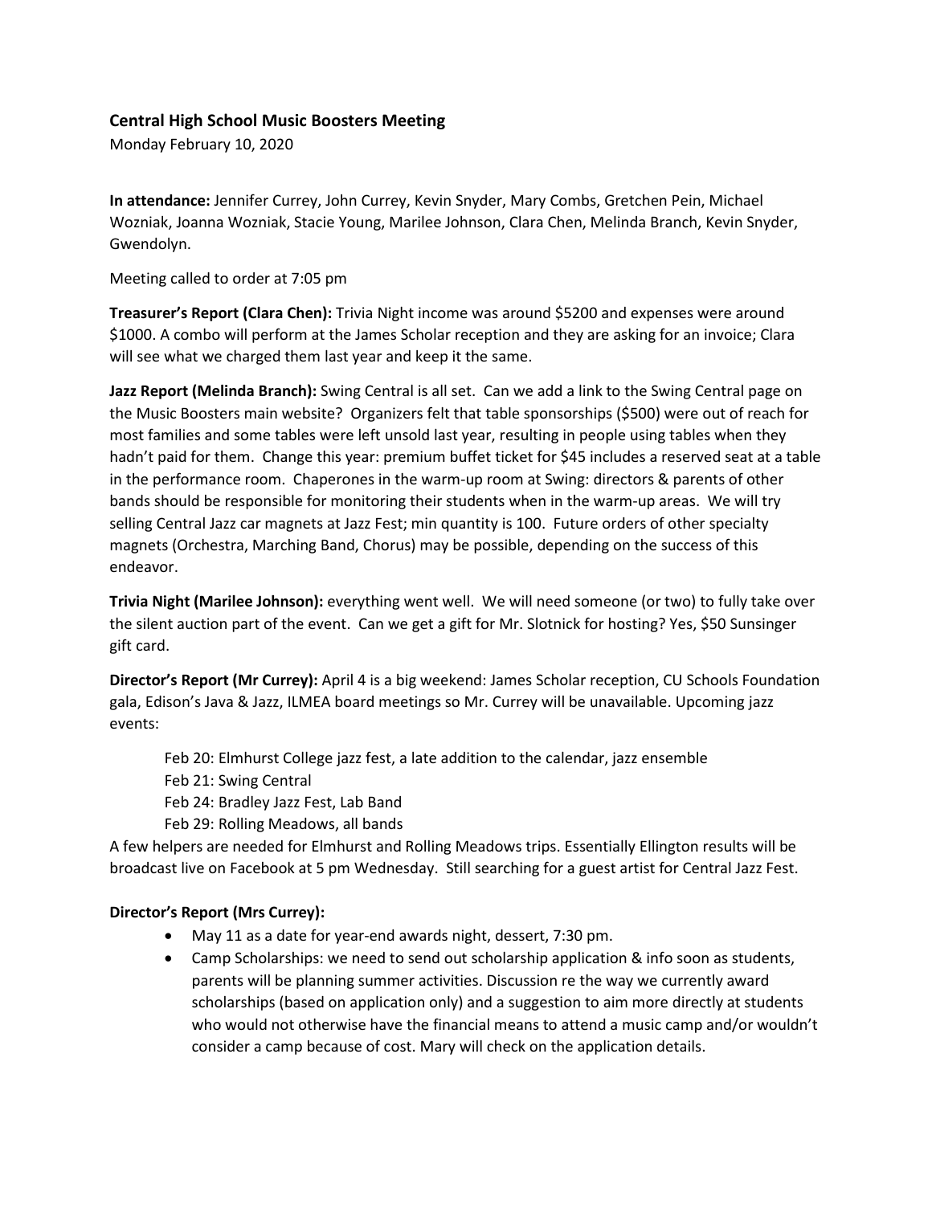### Central High School Music Boosters Meeting

Monday February 10, 2020

**In attendance:** Jennifer Currey, John Currey, Kevin Snyder, Mary Combs, Gretchen Pein, Michael Wozniak, Joanna Wozniak, Stacie Young, Marilee Johnson, Clara Chen, Melinda Branch, Kevin Snyder, Gwendolyn.

Meeting called to order at 7:05 pm

**Treasurer's Report (Clara Chen):** Trivia Night income was around $5200 and expenses were around $1000. A combo will perform at the James Scholar reception and they are asking for an invoice; Clara will see what we charged them last year and keep it the same.

**Jazz Report (Melinda Branch):** Swing Central is all set. Can we add a link to the Swing Central page on the Music Boosters main website? Organizers felt that table sponsorships ($500) were out of reach for most families and some tables were left unsold last year, resulting in people using tables when they hadn't paid for them. Change this year: premium buffet ticket for $45 includes a reserved seat at a table in the performance room. Chaperones in the warm-up room at Swing: directors & parents of other bands should be responsible for monitoring their students when in the warm-up areas. We will try selling Central Jazz car magnets at Jazz Fest; min quantity is 100. Future orders of other specialty magnets (Orchestra, Marching Band, Chorus) may be possible, depending on the success of this endeavor.

**Trivia Night (Marilee Johnson):** everything went well. We will need someone (or two) to fully take over the silent auction part of the event. Can we get a gift for Mr. Slotnick for hosting? Yes, $50 Sunsinger gift card.

**Director's Report (Mr Currey):** April 4 is a big weekend: James Scholar reception, CU Schools Foundation gala, Edison's Java & Jazz, ILMEA board meetings so Mr. Currey will be unavailable. Upcoming jazz events:

- Feb 20: Elmhurst College jazz fest, a late addition to the calendar, jazz ensemble
- Feb 21: Swing Central
- Feb 24: Bradley Jazz Fest, Lab Band
- Feb 29: Rolling Meadows, all bands

A few helpers are needed for Elmhurst and Rolling Meadows trips. Essentially Ellington results will be broadcast live on Facebook at 5 pm Wednesday. Still searching for a guest artist for Central Jazz Fest.

**Director's Report (Mrs Currey):**

- May 11 as a date for year-end awards night, dessert, 7:30 pm.
- Camp Scholarships: we need to send out scholarship application & info soon as students, parents will be planning summer activities. Discussion re the way we currently award scholarships (based on application only) and a suggestion to aim more directly at students who would not otherwise have the financial means to attend a music camp and/or wouldn't consider a camp because of cost. Mary will check on the application details.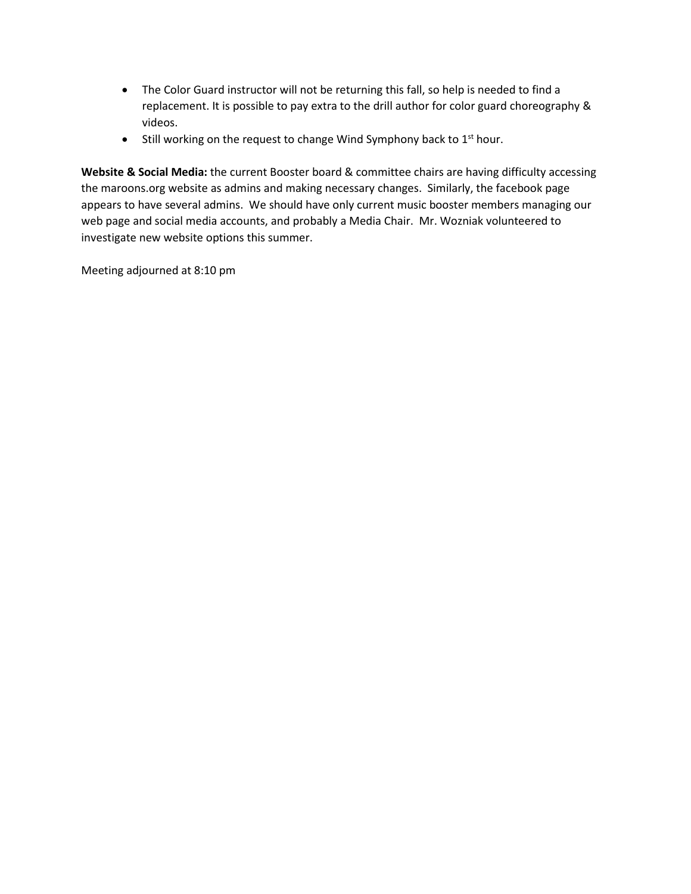- The Color Guard instructor will not be returning this fall, so help is needed to find a replacement. It is possible to pay extra to the drill author for color guard choreography & videos.
- Still working on the request to change Wind Symphony back to 1st hour.

**Website & Social Media:** the current Booster board & committee chairs are having difficulty accessing the maroons.org website as admins and making necessary changes. Similarly, the facebook page appears to have several admins. We should have only current music booster members managing our web page and social media accounts, and probably a Media Chair. Mr. Wozniak volunteered to investigate new website options this summer.

Meeting adjourned at 8:10 pm